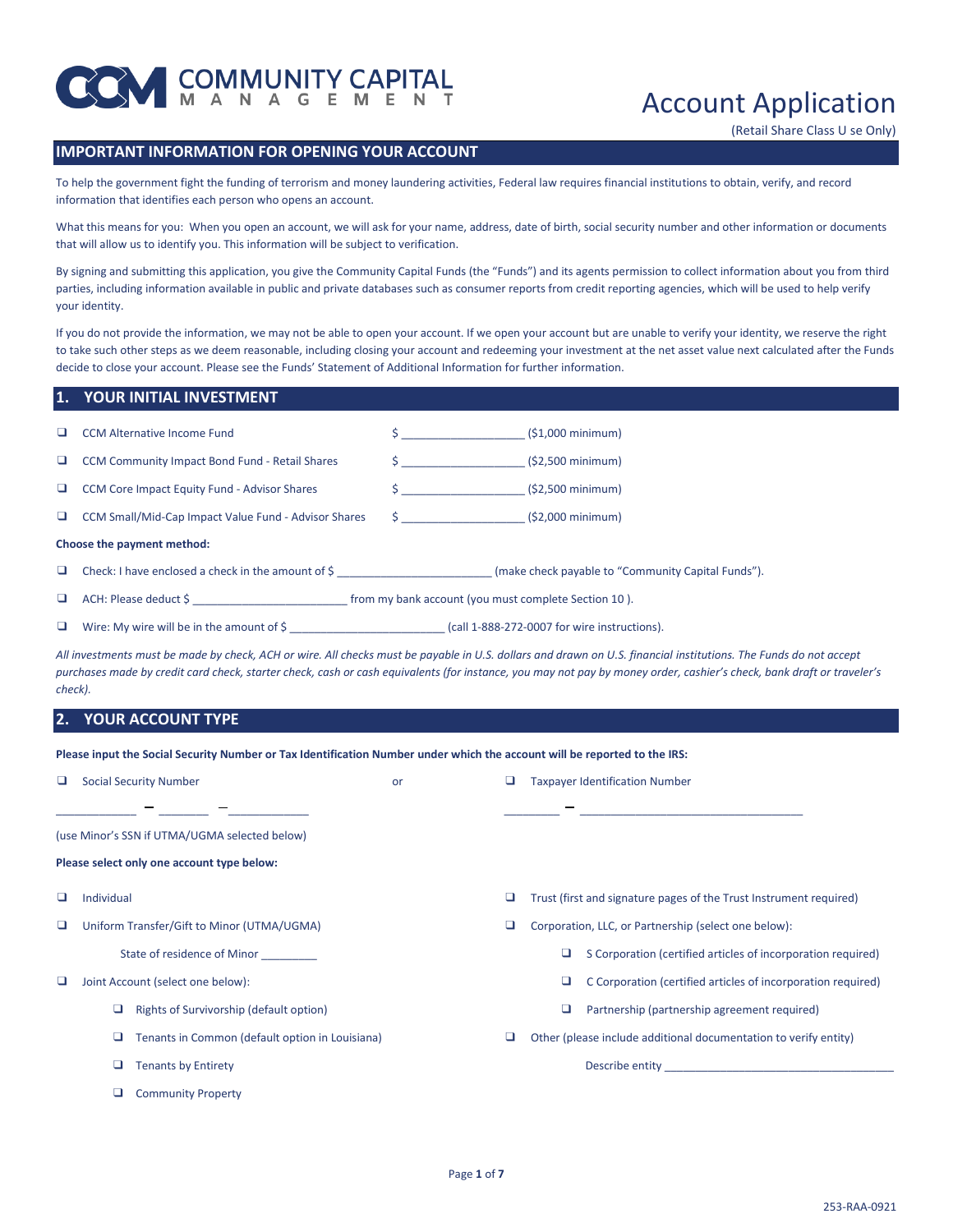# COMMUNITY CAPITAL MANAGEMENT

# Account Application

(Retail Share Class U se Only)

## IMPORTANT INFORMATION FOR OPENING YOUR ACCOUNT

To help the government fight the funding of terrorism and money laundering activities, Federal law requires financial institutions to obtain, verify, and record information that identifies each person who opens an account.

What this means for you: When you open an account, we will ask for your name, address, date of birth, social security number and other information or documents that will allow us to identify you. This information will be subject to verification.

By signing and submitting this application, you give the Community Capital Funds (the "Funds") and its agents permission to collect information about you from third parties, including information available in public and private databases such as consumer reports from credit reporting agencies, which will be used to help verify your identity.

If you do not provide the information, we may not be able to open your account. If we open your account but are unable to verify your identity, we reserve the right to take such other steps as we deem reasonable, including closing your account and redeeming your investment at the net asset value next calculated after the Funds decide to close your account. Please see the Funds' Statement of Additional Information for further information.

## 1. YOUR INITIAL INVESTMENT

- ❑ CCM Alternative Income Fund $ ___________________ ($1,000 minimum)
- ❑ CCM Community Impact Bond Fund - Retail Shares $ ___________________ ($2,500 minimum)
- ❑ CCM Core Impact Equity Fund - Advisor Shares $ ___________________ ($2,500 minimum)
- ❑ CCM Small/Mid-Cap Impact Value Fund - Advisor Shares $ ___________________ ($2,000 minimum)

**Choose the payment method:**

- ❑ Check: I have enclosed a check in the amount of $ ________________________ (make check payable to "Community Capital Funds").
- ❑ ACH: Please deduct $ ________________________ from my bank account (you must complete Section 10 ).
- ❑ Wire: My wire will be in the amount of $ ________________________ (call 1-888-272-0007 for wire instructions).

*All investments must be made by check, ACH or wire. All checks must be payable in U.S. dollars and drawn on U.S. financial institutions. The Funds do not accept purchases made by credit card check, starter check, cash or cash equivalents (for instance, you may not pay by money order, cashier's check, bank draft or traveler's check).*

## 2. YOUR ACCOUNT TYPE

**Please input the Social Security Number or Tax Identification Number under which the account will be reported to the IRS:**

❑ Social Security Number

____________ – ________ – ____________

(use Minor's SSN if UTMA/UGMA selected below)

or

❑ Taxpayer Identification Number

________ – ___________________________________

**Please select only one account type below:**

- ❑ Individual
- ❑ Uniform Transfer/Gift to Minor (UTMA/UGMA)
  - State of residence of Minor _________
- ❑ Joint Account (select one below):
  - ❑ Rights of Survivorship (default option)
  - ❑ Tenants in Common (default option in Louisiana)
  - ❑ Tenants by Entirety
  - ❑ Community Property
- ❑ Trust (first and signature pages of the Trust Instrument required)
- ❑ Corporation, LLC, or Partnership (select one below):
  - ❑ S Corporation (certified articles of incorporation required)
  - ❑ C Corporation (certified articles of incorporation required)
  - ❑ Partnership (partnership agreement required)
- ❑ Other (please include additional documentation to verify entity)
  - Describe entity ____________________________________

253-RAA-0921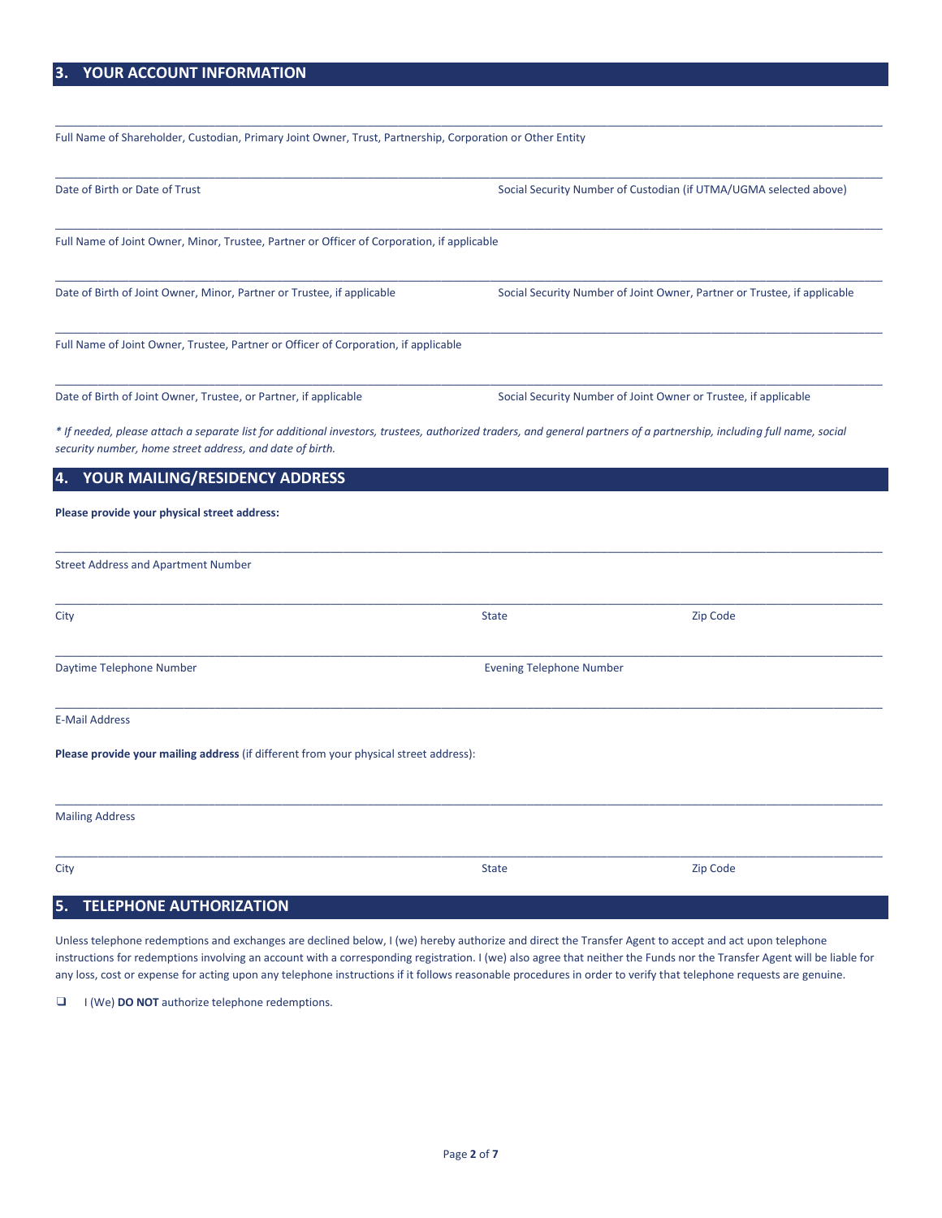## 3. YOUR ACCOUNT INFORMATION

\_\_\_\_\_\_\_\_\_\_\_\_\_\_\_\_\_\_\_\_\_\_\_\_\_\_\_\_\_\_\_\_\_\_\_\_\_\_\_\_\_\_\_\_\_\_\_\_\_\_\_\_\_\_\_\_\_\_\_\_\_\_\_\_\_\_\_\_\_\_\_\_\_\_\_\_

Full Name of Shareholder, Custodian, Primary Joint Owner, Trust, Partnership, Corporation or Other Entity

\_\_\_\_\_\_\_\_\_\_\_\_\_\_\_\_\_\_\_\_\_\_\_\_\_\_\_\_\_\_\_\_\_\_\_\_\_\_\_\_\_\_\_\_\_\_\_\_\_\_\_\_\_\_\_\_\_\_\_\_\_\_\_\_\_\_\_\_\_\_\_\_\_\_\_\_

Date of Birth or Date of Trust — Social Security Number of Custodian (if UTMA/UGMA selected above)

\_\_\_\_\_\_\_\_\_\_\_\_\_\_\_\_\_\_\_\_\_\_\_\_\_\_\_\_\_\_\_\_\_\_\_\_\_\_\_\_\_\_\_\_\_\_\_\_\_\_\_\_\_\_\_\_\_\_\_\_\_\_\_\_\_\_\_\_\_\_\_\_\_\_\_\_

Full Name of Joint Owner, Minor, Trustee, Partner or Officer of Corporation, if applicable

\_\_\_\_\_\_\_\_\_\_\_\_\_\_\_\_\_\_\_\_\_\_\_\_\_\_\_\_\_\_\_\_\_\_\_\_\_\_\_\_\_\_\_\_\_\_\_\_\_\_\_\_\_\_\_\_\_\_\_\_\_\_\_\_\_\_\_\_\_\_\_\_\_\_\_\_

Date of Birth of Joint Owner, Minor, Partner or Trustee, if applicable — Social Security Number of Joint Owner, Partner or Trustee, if applicable

\_\_\_\_\_\_\_\_\_\_\_\_\_\_\_\_\_\_\_\_\_\_\_\_\_\_\_\_\_\_\_\_\_\_\_\_\_\_\_\_\_\_\_\_\_\_\_\_\_\_\_\_\_\_\_\_\_\_\_\_\_\_\_\_\_\_\_\_\_\_\_\_\_\_\_\_

Full Name of Joint Owner, Trustee, Partner or Officer of Corporation, if applicable

\_\_\_\_\_\_\_\_\_\_\_\_\_\_\_\_\_\_\_\_\_\_\_\_\_\_\_\_\_\_\_\_\_\_\_\_\_\_\_\_\_\_\_\_\_\_\_\_\_\_\_\_\_\_\_\_\_\_\_\_\_\_\_\_\_\_\_\_\_\_\_\_\_\_\_\_

Date of Birth of Joint Owner, Trustee, or Partner, if applicable — Social Security Number of Joint Owner or Trustee, if applicable

*\* If needed, please attach a separate list for additional investors, trustees, authorized traders, and general partners of a partnership, including full name, social security number, home street address, and date of birth.*

## 4. YOUR MAILING/RESIDENCY ADDRESS

**Please provide your physical street address:**

\_\_\_\_\_\_\_\_\_\_\_\_\_\_\_\_\_\_\_\_\_\_\_\_\_\_\_\_\_\_\_\_\_\_\_\_\_\_\_\_\_\_\_\_\_\_\_\_\_\_\_\_\_\_\_\_\_\_\_\_\_\_\_\_\_\_\_\_\_\_\_\_\_\_\_\_

Street Address and Apartment Number

\_\_\_\_\_\_\_\_\_\_\_\_\_\_\_\_\_\_\_\_\_\_\_\_\_\_\_\_\_\_\_\_\_\_\_\_\_\_\_\_\_\_\_\_\_\_\_\_\_\_\_\_\_\_\_\_\_\_\_\_\_\_\_\_\_\_\_\_\_\_\_\_\_\_\_\_

City — State — Zip Code

\_\_\_\_\_\_\_\_\_\_\_\_\_\_\_\_\_\_\_\_\_\_\_\_\_\_\_\_\_\_\_\_\_\_\_\_\_\_\_\_\_\_\_\_\_\_\_\_\_\_\_\_\_\_\_\_\_\_\_\_\_\_\_\_\_\_\_\_\_\_\_\_\_\_\_\_

Daytime Telephone Number — Evening Telephone Number

\_\_\_\_\_\_\_\_\_\_\_\_\_\_\_\_\_\_\_\_\_\_\_\_\_\_\_\_\_\_\_\_\_\_\_\_\_\_\_\_\_\_\_\_\_\_\_\_\_\_\_\_\_\_\_\_\_\_\_\_\_\_\_\_\_\_\_\_\_\_\_\_\_\_\_\_

E-Mail Address

**Please provide your mailing address** (if different from your physical street address):

\_\_\_\_\_\_\_\_\_\_\_\_\_\_\_\_\_\_\_\_\_\_\_\_\_\_\_\_\_\_\_\_\_\_\_\_\_\_\_\_\_\_\_\_\_\_\_\_\_\_\_\_\_\_\_\_\_\_\_\_\_\_\_\_\_\_\_\_\_\_\_\_\_\_\_\_

Mailing Address

\_\_\_\_\_\_\_\_\_\_\_\_\_\_\_\_\_\_\_\_\_\_\_\_\_\_\_\_\_\_\_\_\_\_\_\_\_\_\_\_\_\_\_\_\_\_\_\_\_\_\_\_\_\_\_\_\_\_\_\_\_\_\_\_\_\_\_\_\_\_\_\_\_\_\_\_

City — State — Zip Code

## 5. TELEPHONE AUTHORIZATION

Unless telephone redemptions and exchanges are declined below, I (we) hereby authorize and direct the Transfer Agent to accept and act upon telephone instructions for redemptions involving an account with a corresponding registration. I (we) also agree that neither the Funds nor the Transfer Agent will be liable for any loss, cost or expense for acting upon any telephone instructions if it follows reasonable procedures in order to verify that telephone requests are genuine.

- ☐ I (We) **DO NOT** authorize telephone redemptions.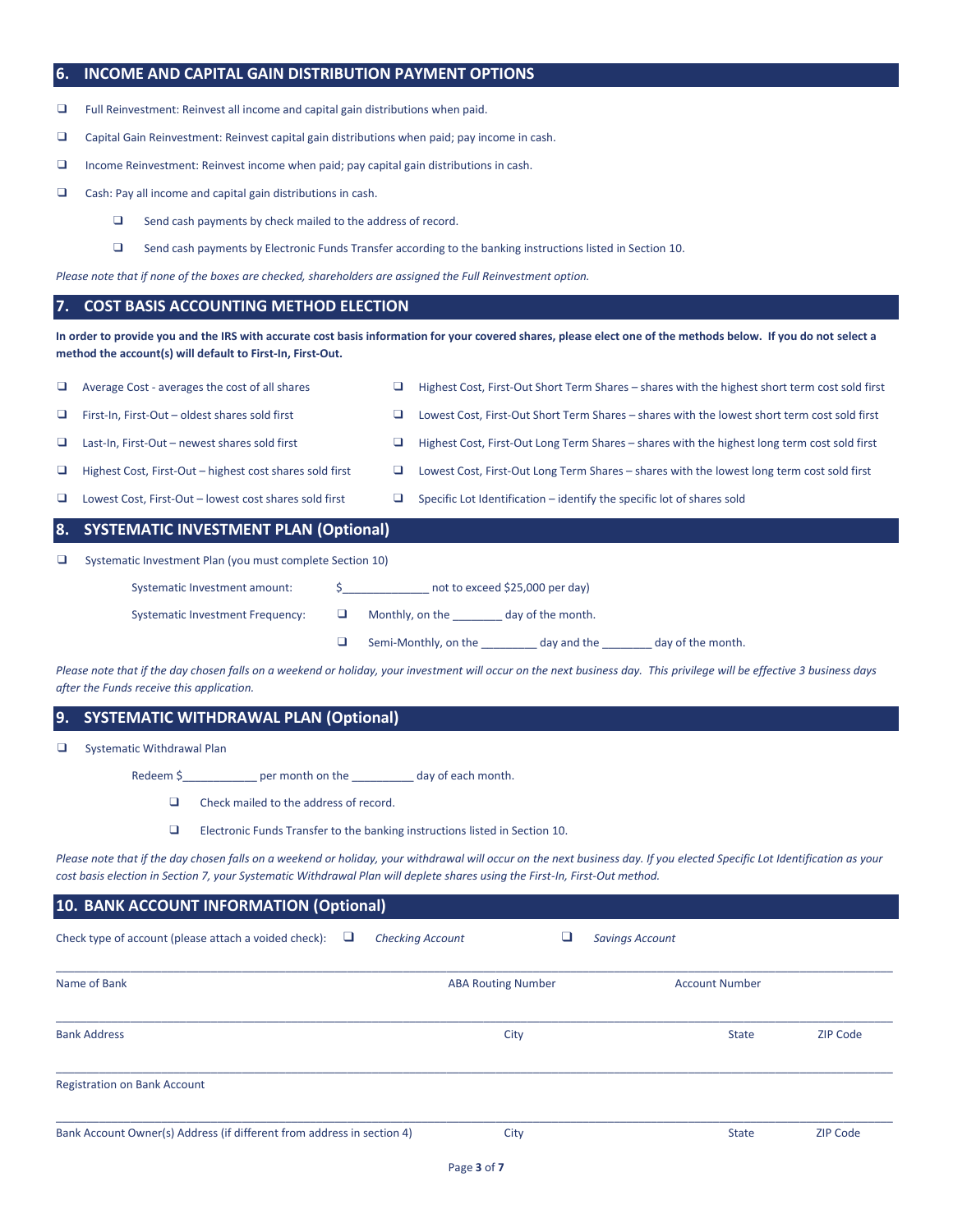## 6. INCOME AND CAPITAL GAIN DISTRIBUTION PAYMENT OPTIONS

- ❑ Full Reinvestment: Reinvest all income and capital gain distributions when paid.
- ❑ Capital Gain Reinvestment: Reinvest capital gain distributions when paid; pay income in cash.
- ❑ Income Reinvestment: Reinvest income when paid; pay capital gain distributions in cash.
- ❑ Cash: Pay all income and capital gain distributions in cash.
  - ❑ Send cash payments by check mailed to the address of record.
  - ❑ Send cash payments by Electronic Funds Transfer according to the banking instructions listed in Section 10.

*Please note that if none of the boxes are checked, shareholders are assigned the Full Reinvestment option.*

## 7. COST BASIS ACCOUNTING METHOD ELECTION

**In order to provide you and the IRS with accurate cost basis information for your covered shares, please elect one of the methods below. If you do not select a method the account(s) will default to First-In, First-Out.**

- ❑ Average Cost - averages the cost of all shares
- ❑ First-In, First-Out – oldest shares sold first
- ❑ Last-In, First-Out – newest shares sold first
- ❑ Highest Cost, First-Out – highest cost shares sold first
- ❑ Lowest Cost, First-Out – lowest cost shares sold first
- ❑ Highest Cost, First-Out Short Term Shares – shares with the highest short term cost sold first
- ❑ Lowest Cost, First-Out Short Term Shares – shares with the lowest short term cost sold first
- ❑ Highest Cost, First-Out Long Term Shares – shares with the highest long term cost sold first
- ❑ Lowest Cost, First-Out Long Term Shares – shares with the lowest long term cost sold first
- ❑ Specific Lot Identification – identify the specific lot of shares sold

## 8. SYSTEMATIC INVESTMENT PLAN (Optional)

❑ Systematic Investment Plan (you must complete Section 10)

Systematic Investment amount: $______________ not to exceed $25,000 per day)

Systematic Investment Frequency:
- ❑ Monthly, on the ________ day of the month.
- ❑ Semi-Monthly, on the _________ day and the ________ day of the month.

*Please note that if the day chosen falls on a weekend or holiday, your investment will occur on the next business day. This privilege will be effective 3 business days after the Funds receive this application.*

## 9. SYSTEMATIC WITHDRAWAL PLAN (Optional)

❑ Systematic Withdrawal Plan

Redeem $____________ per month on the __________ day of each month.

- ❑ Check mailed to the address of record.
- ❑ Electronic Funds Transfer to the banking instructions listed in Section 10.

*Please note that if the day chosen falls on a weekend or holiday, your withdrawal will occur on the next business day. If you elected Specific Lot Identification as your cost basis election in Section 7, your Systematic Withdrawal Plan will deplete shares using the First-In, First-Out method.*

## 10. BANK ACCOUNT INFORMATION (Optional)

Check type of account (please attach a voided check): ❑ *Checking Account* ❑ *Savings Account*

______________________________________________________________________

Name of Bank | ABA Routing Number | Account Number

______________________________________________________________________

Bank Address | City | State | ZIP Code

______________________________________________________________________

Registration on Bank Account

______________________________________________________________________

Bank Account Owner(s) Address (if different from address in section 4) | City | State | ZIP Code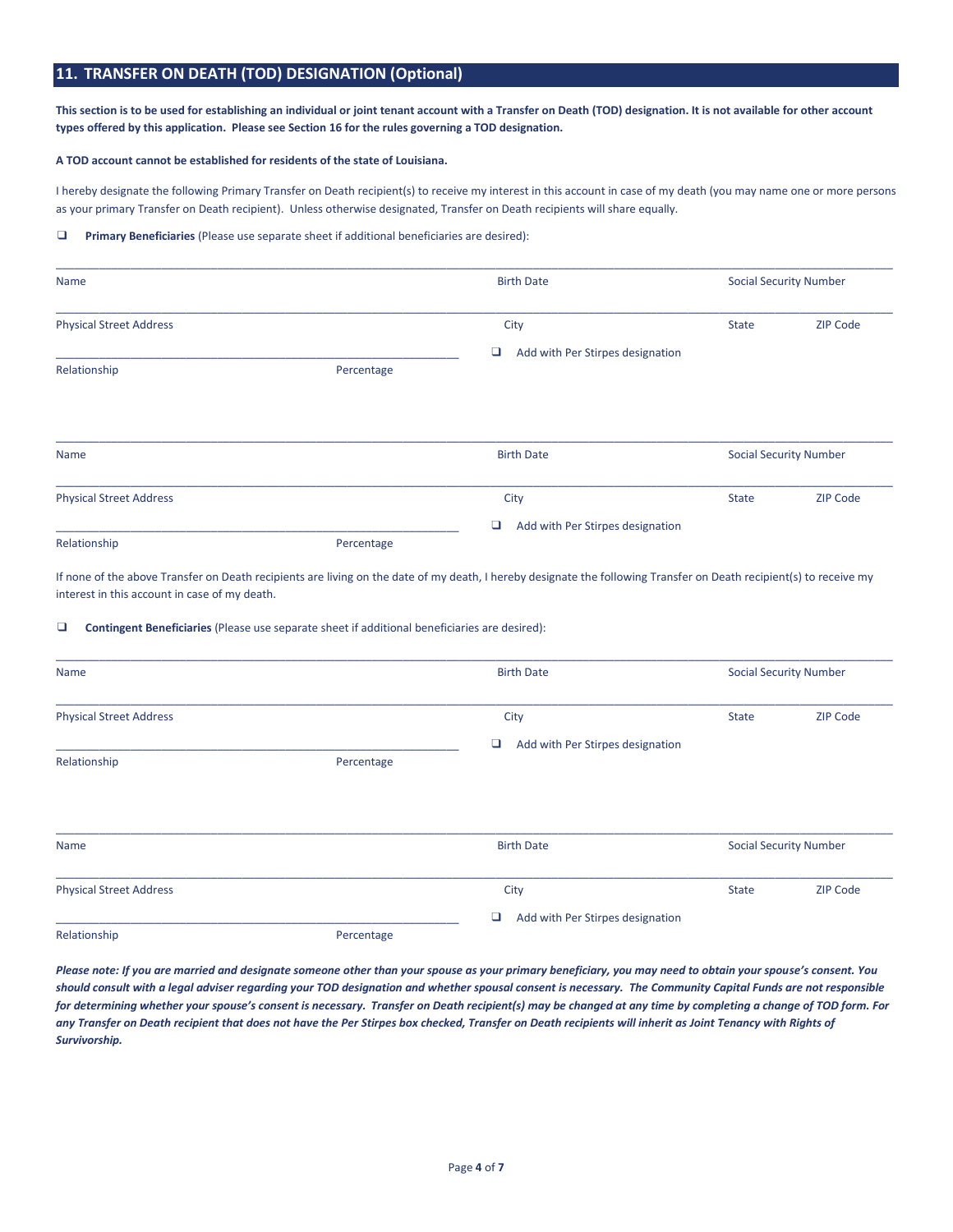## 11. TRANSFER ON DEATH (TOD) DESIGNATION (Optional)

**This section is to be used for establishing an individual or joint tenant account with a Transfer on Death (TOD) designation. It is not available for other account types offered by this application. Please see Section 16 for the rules governing a TOD designation.**

**A TOD account cannot be established for residents of the state of Louisiana.**

I hereby designate the following Primary Transfer on Death recipient(s) to receive my interest in this account in case of my death (you may name one or more persons as your primary Transfer on Death recipient). Unless otherwise designated, Transfer on Death recipients will share equally.

❑ **Primary Beneficiaries** (Please use separate sheet if additional beneficiaries are desired):

______________________________________________________________________________________
Name | Birth Date | Social Security Number

______________________________________________________________________________________
Physical Street Address | City | State | ZIP Code

______________________________________ ❑ Add with Per Stirpes designation
Relationship | Percentage

______________________________________________________________________________________
Name | Birth Date | Social Security Number

______________________________________________________________________________________
Physical Street Address | City | State | ZIP Code

______________________________________ ❑ Add with Per Stirpes designation
Relationship | Percentage

If none of the above Transfer on Death recipients are living on the date of my death, I hereby designate the following Transfer on Death recipient(s) to receive my interest in this account in case of my death.

❑ **Contingent Beneficiaries** (Please use separate sheet if additional beneficiaries are desired):

______________________________________________________________________________________
Name | Birth Date | Social Security Number

______________________________________________________________________________________
Physical Street Address | City | State | ZIP Code

______________________________________ ❑ Add with Per Stirpes designation
Relationship | Percentage

______________________________________________________________________________________
Name | Birth Date | Social Security Number

______________________________________________________________________________________
Physical Street Address | City | State | ZIP Code

______________________________________ ❑ Add with Per Stirpes designation
Relationship | Percentage

***Please note: If you are married and designate someone other than your spouse as your primary beneficiary, you may need to obtain your spouse's consent. You should consult with a legal adviser regarding your TOD designation and whether spousal consent is necessary. The Community Capital Funds are not responsible for determining whether your spouse's consent is necessary. Transfer on Death recipient(s) may be changed at any time by completing a change of TOD form. For any Transfer on Death recipient that does not have the Per Stirpes box checked, Transfer on Death recipients will inherit as Joint Tenancy with Rights of Survivorship.***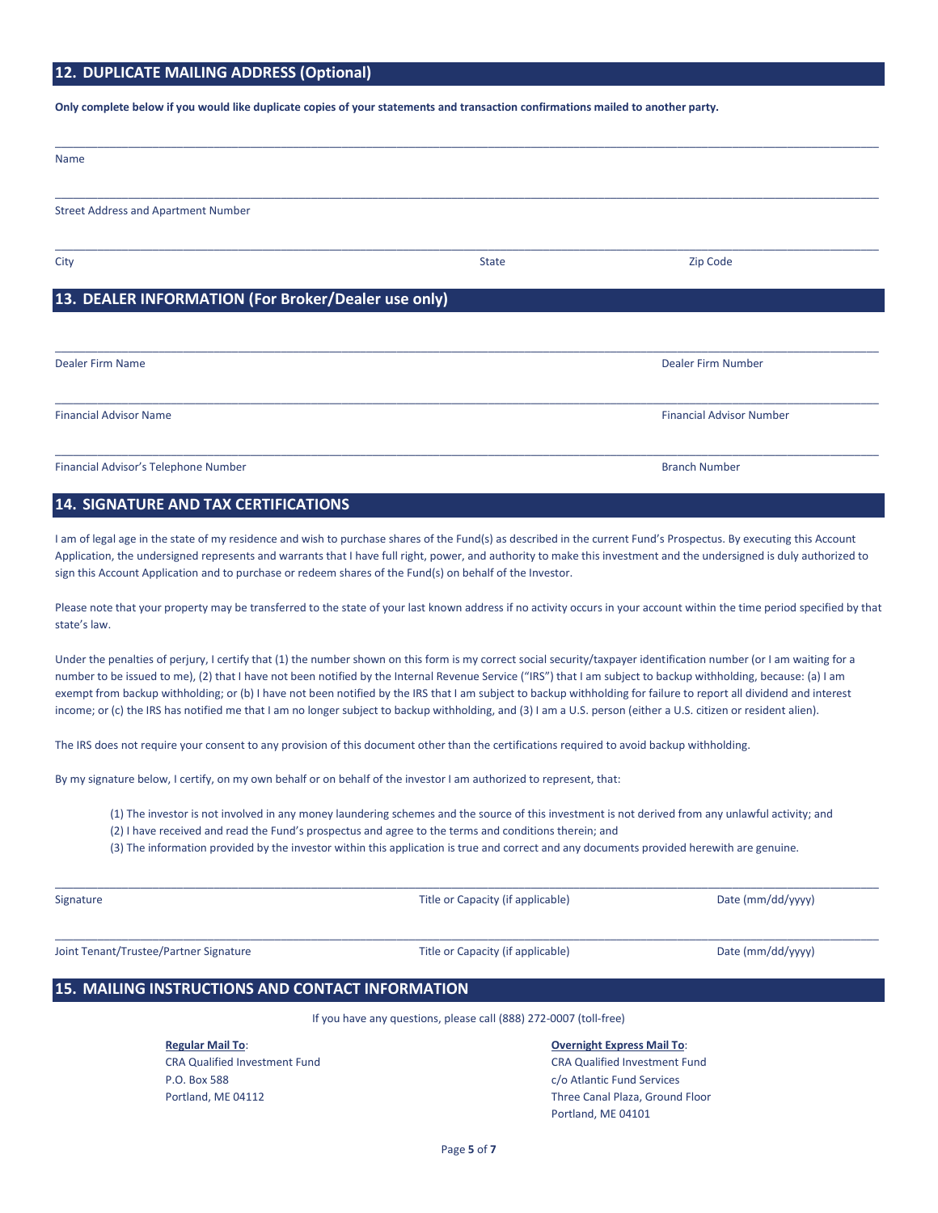## 12. DUPLICATE MAILING ADDRESS (Optional)

**Only complete below if you would like duplicate copies of your statements and transaction confirmations mailed to another party.**

______________________________________________________________________________

Name

______________________________________________________________________________

Street Address and Apartment Number

______________________________________________________________________________

City State Zip Code

## 13. DEALER INFORMATION (For Broker/Dealer use only)

______________________________________________________________________________

Dealer Firm Name Dealer Firm Number

______________________________________________________________________________

Financial Advisor Name Financial Advisor Number

______________________________________________________________________________

Financial Advisor's Telephone Number Branch Number

## 14. SIGNATURE AND TAX CERTIFICATIONS

I am of legal age in the state of my residence and wish to purchase shares of the Fund(s) as described in the current Fund's Prospectus. By executing this Account Application, the undersigned represents and warrants that I have full right, power, and authority to make this investment and the undersigned is duly authorized to sign this Account Application and to purchase or redeem shares of the Fund(s) on behalf of the Investor.

Please note that your property may be transferred to the state of your last known address if no activity occurs in your account within the time period specified by that state's law.

Under the penalties of perjury, I certify that (1) the number shown on this form is my correct social security/taxpayer identification number (or I am waiting for a number to be issued to me), (2) that I have not been notified by the Internal Revenue Service ("IRS") that I am subject to backup withholding, because: (a) I am exempt from backup withholding; or (b) I have not been notified by the IRS that I am subject to backup withholding for failure to report all dividend and interest income; or (c) the IRS has notified me that I am no longer subject to backup withholding, and (3) I am a U.S. person (either a U.S. citizen or resident alien).

The IRS does not require your consent to any provision of this document other than the certifications required to avoid backup withholding.

By my signature below, I certify, on my own behalf or on behalf of the investor I am authorized to represent, that:

(1) The investor is not involved in any money laundering schemes and the source of this investment is not derived from any unlawful activity; and
(2) I have received and read the Fund's prospectus and agree to the terms and conditions therein; and
(3) The information provided by the investor within this application is true and correct and any documents provided herewith are genuine.

______________________________________________________________________________

Signature Title or Capacity (if applicable) Date (mm/dd/yyyy)

______________________________________________________________________________

Joint Tenant/Trustee/Partner Signature Title or Capacity (if applicable) Date (mm/dd/yyyy)

## 15. MAILING INSTRUCTIONS AND CONTACT INFORMATION

If you have any questions, please call (888) 272-0007 (toll-free)

**Regular Mail To**:
CRA Qualified Investment Fund
P.O. Box 588
Portland, ME 04112

**Overnight Express Mail To**:
CRA Qualified Investment Fund
c/o Atlantic Fund Services
Three Canal Plaza, Ground Floor
Portland, ME 04101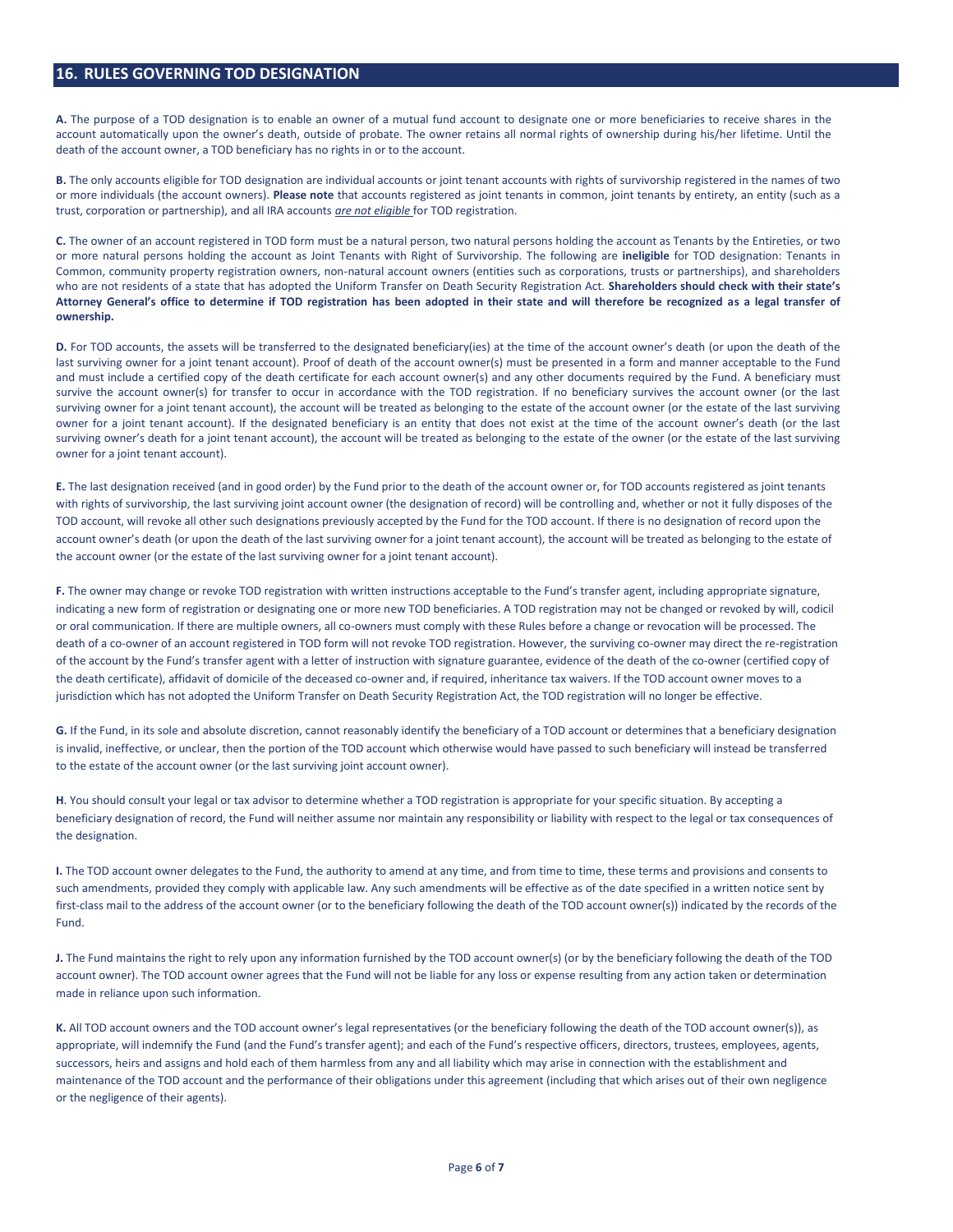## 16. RULES GOVERNING TOD DESIGNATION

**A.** The purpose of a TOD designation is to enable an owner of a mutual fund account to designate one or more beneficiaries to receive shares in the account automatically upon the owner's death, outside of probate. The owner retains all normal rights of ownership during his/her lifetime. Until the death of the account owner, a TOD beneficiary has no rights in or to the account.

**B.** The only accounts eligible for TOD designation are individual accounts or joint tenant accounts with rights of survivorship registered in the names of two or more individuals (the account owners). **Please note** that accounts registered as joint tenants in common, joint tenants by entirety, an entity (such as a trust, corporation or partnership), and all IRA accounts ***are not eligible*** for TOD registration.

**C.** The owner of an account registered in TOD form must be a natural person, two natural persons holding the account as Tenants by the Entireties, or two or more natural persons holding the account as Joint Tenants with Right of Survivorship. The following are **ineligible** for TOD designation: Tenants in Common, community property registration owners, non-natural account owners (entities such as corporations, trusts or partnerships), and shareholders who are not residents of a state that has adopted the Uniform Transfer on Death Security Registration Act. **Shareholders should check with their state's Attorney General's office to determine if TOD registration has been adopted in their state and will therefore be recognized as a legal transfer of ownership.**

**D.** For TOD accounts, the assets will be transferred to the designated beneficiary(ies) at the time of the account owner's death (or upon the death of the last surviving owner for a joint tenant account). Proof of death of the account owner(s) must be presented in a form and manner acceptable to the Fund and must include a certified copy of the death certificate for each account owner(s) and any other documents required by the Fund. A beneficiary must survive the account owner(s) for transfer to occur in accordance with the TOD registration. If no beneficiary survives the account owner (or the last surviving owner for a joint tenant account), the account will be treated as belonging to the estate of the account owner (or the estate of the last surviving owner for a joint tenant account). If the designated beneficiary is an entity that does not exist at the time of the account owner's death (or the last surviving owner's death for a joint tenant account), the account will be treated as belonging to the estate of the owner (or the estate of the last surviving owner for a joint tenant account).

**E.** The last designation received (and in good order) by the Fund prior to the death of the account owner or, for TOD accounts registered as joint tenants with rights of survivorship, the last surviving joint account owner (the designation of record) will be controlling and, whether or not it fully disposes of the TOD account, will revoke all other such designations previously accepted by the Fund for the TOD account. If there is no designation of record upon the account owner's death (or upon the death of the last surviving owner for a joint tenant account), the account will be treated as belonging to the estate of the account owner (or the estate of the last surviving owner for a joint tenant account).

**F.** The owner may change or revoke TOD registration with written instructions acceptable to the Fund's transfer agent, including appropriate signature, indicating a new form of registration or designating one or more new TOD beneficiaries. A TOD registration may not be changed or revoked by will, codicil or oral communication. If there are multiple owners, all co-owners must comply with these Rules before a change or revocation will be processed. The death of a co-owner of an account registered in TOD form will not revoke TOD registration. However, the surviving co-owner may direct the re-registration of the account by the Fund's transfer agent with a letter of instruction with signature guarantee, evidence of the death of the co-owner (certified copy of the death certificate), affidavit of domicile of the deceased co-owner and, if required, inheritance tax waivers. If the TOD account owner moves to a jurisdiction which has not adopted the Uniform Transfer on Death Security Registration Act, the TOD registration will no longer be effective.

**G.** If the Fund, in its sole and absolute discretion, cannot reasonably identify the beneficiary of a TOD account or determines that a beneficiary designation is invalid, ineffective, or unclear, then the portion of the TOD account which otherwise would have passed to such beneficiary will instead be transferred to the estate of the account owner (or the last surviving joint account owner).

**H**. You should consult your legal or tax advisor to determine whether a TOD registration is appropriate for your specific situation. By accepting a beneficiary designation of record, the Fund will neither assume nor maintain any responsibility or liability with respect to the legal or tax consequences of the designation.

**I.** The TOD account owner delegates to the Fund, the authority to amend at any time, and from time to time, these terms and provisions and consents to such amendments, provided they comply with applicable law. Any such amendments will be effective as of the date specified in a written notice sent by first-class mail to the address of the account owner (or to the beneficiary following the death of the TOD account owner(s)) indicated by the records of the Fund.

**J.** The Fund maintains the right to rely upon any information furnished by the TOD account owner(s) (or by the beneficiary following the death of the TOD account owner). The TOD account owner agrees that the Fund will not be liable for any loss or expense resulting from any action taken or determination made in reliance upon such information.

**K.** All TOD account owners and the TOD account owner's legal representatives (or the beneficiary following the death of the TOD account owner(s)), as appropriate, will indemnify the Fund (and the Fund's transfer agent); and each of the Fund's respective officers, directors, trustees, employees, agents, successors, heirs and assigns and hold each of them harmless from any and all liability which may arise in connection with the establishment and maintenance of the TOD account and the performance of their obligations under this agreement (including that which arises out of their own negligence or the negligence of their agents).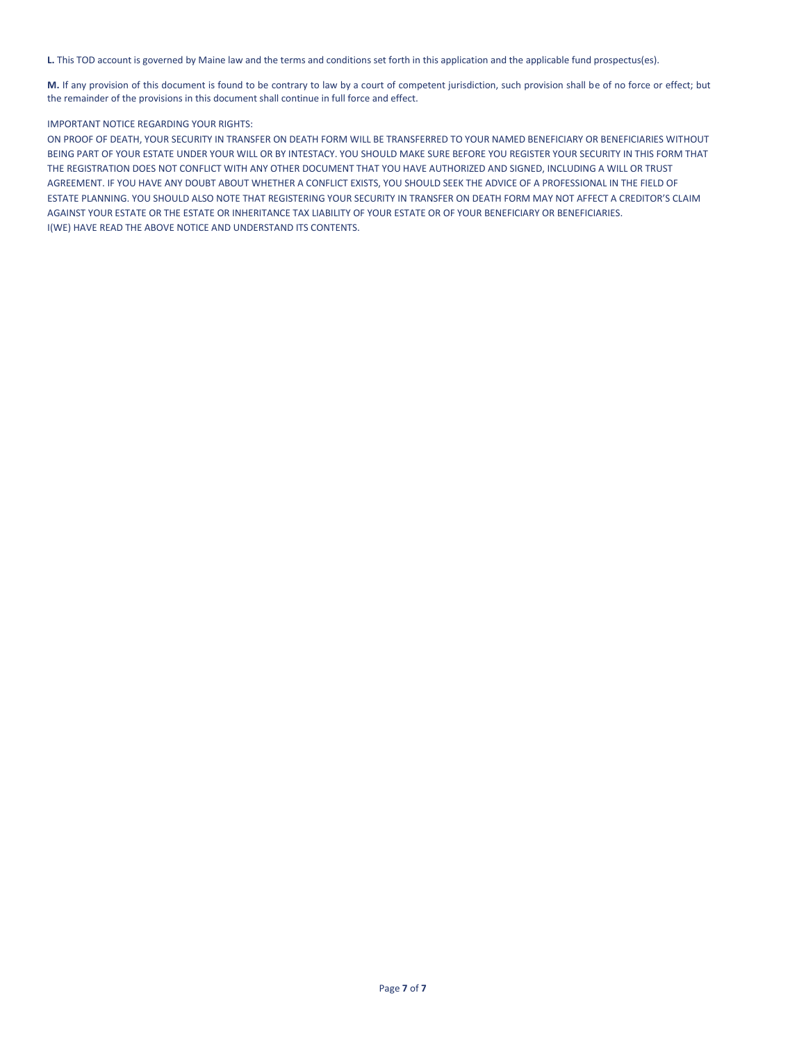**L.** This TOD account is governed by Maine law and the terms and conditions set forth in this application and the applicable fund prospectus(es).

**M.** If any provision of this document is found to be contrary to law by a court of competent jurisdiction, such provision shall be of no force or effect; but the remainder of the provisions in this document shall continue in full force and effect.

IMPORTANT NOTICE REGARDING YOUR RIGHTS:

ON PROOF OF DEATH, YOUR SECURITY IN TRANSFER ON DEATH FORM WILL BE TRANSFERRED TO YOUR NAMED BENEFICIARY OR BENEFICIARIES WITHOUT BEING PART OF YOUR ESTATE UNDER YOUR WILL OR BY INTESTACY. YOU SHOULD MAKE SURE BEFORE YOU REGISTER YOUR SECURITY IN THIS FORM THAT THE REGISTRATION DOES NOT CONFLICT WITH ANY OTHER DOCUMENT THAT YOU HAVE AUTHORIZED AND SIGNED, INCLUDING A WILL OR TRUST AGREEMENT. IF YOU HAVE ANY DOUBT ABOUT WHETHER A CONFLICT EXISTS, YOU SHOULD SEEK THE ADVICE OF A PROFESSIONAL IN THE FIELD OF ESTATE PLANNING. YOU SHOULD ALSO NOTE THAT REGISTERING YOUR SECURITY IN TRANSFER ON DEATH FORM MAY NOT AFFECT A CREDITOR'S CLAIM AGAINST YOUR ESTATE OR THE ESTATE OR INHERITANCE TAX LIABILITY OF YOUR ESTATE OR OF YOUR BENEFICIARY OR BENEFICIARIES.
I(WE) HAVE READ THE ABOVE NOTICE AND UNDERSTAND ITS CONTENTS.